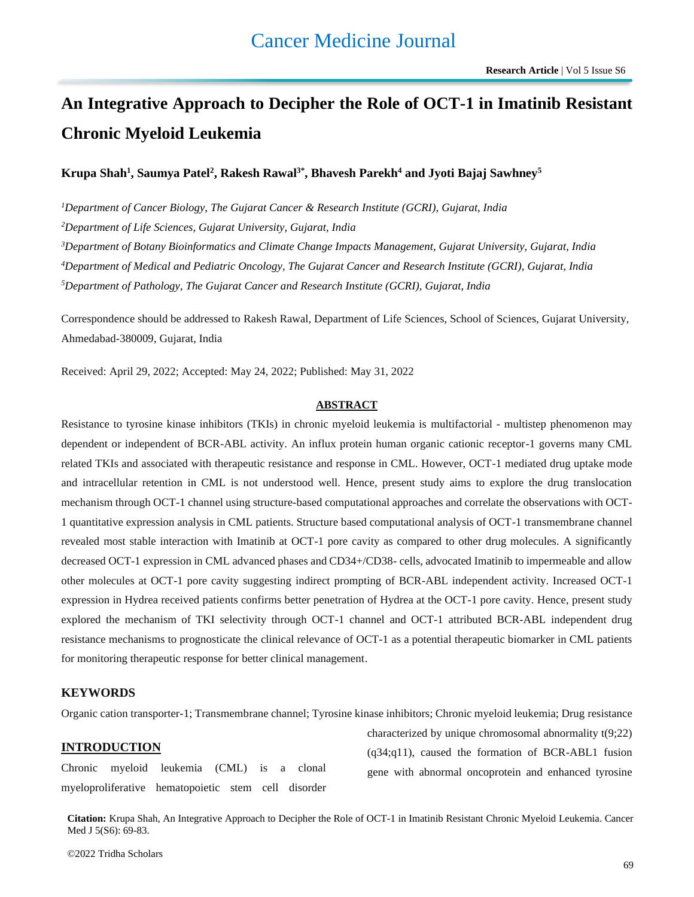# An Integrative Approach to Decipher the Role of OCT-1 in Imatinib Resistant Chronic Myeloid Leukemia

**Krupa Shah[1], Saumya Patel[2], Rakesh Rawal[3*], Bhavesh Parekh[4] and Jyoti Bajaj Sawhney[5]**

[1]*Department of Cancer Biology, The Gujarat Cancer & Research Institute (GCRI), Gujarat, India*

[2]*Department of Life Sciences, Gujarat University, Gujarat, India*

[3]*Department of Botany Bioinformatics and Climate Change Impacts Management, Gujarat University, Gujarat, India*

[4]*Department of Medical and Pediatric Oncology, The Gujarat Cancer and Research Institute (GCRI), Gujarat, India*

[5]*Department of Pathology, The Gujarat Cancer and Research Institute (GCRI), Gujarat, India*

Correspondence should be addressed to Rakesh Rawal, Department of Life Sciences, School of Sciences, Gujarat University, Ahmedabad-380009, Gujarat, India

Received: April 29, 2022; Accepted: May 24, 2022; Published: May 31, 2022

## ABSTRACT

Resistance to tyrosine kinase inhibitors (TKIs) in chronic myeloid leukemia is multifactorial - multistep phenomenon may dependent or independent of BCR-ABL activity. An influx protein human organic cationic receptor-1 governs many CML related TKIs and associated with therapeutic resistance and response in CML. However, OCT-1 mediated drug uptake mode and intracellular retention in CML is not understood well. Hence, present study aims to explore the drug translocation mechanism through OCT-1 channel using structure-based computational approaches and correlate the observations with OCT-1 quantitative expression analysis in CML patients. Structure based computational analysis of OCT-1 transmembrane channel revealed most stable interaction with Imatinib at OCT-1 pore cavity as compared to other drug molecules. A significantly decreased OCT-1 expression in CML advanced phases and CD34+/CD38- cells, advocated Imatinib to impermeable and allow other molecules at OCT-1 pore cavity suggesting indirect prompting of BCR-ABL independent activity. Increased OCT-1 expression in Hydrea received patients confirms better penetration of Hydrea at the OCT-1 pore cavity. Hence, present study explored the mechanism of TKI selectivity through OCT-1 channel and OCT-1 attributed BCR-ABL independent drug resistance mechanisms to prognosticate the clinical relevance of OCT-1 as a potential therapeutic biomarker in CML patients for monitoring therapeutic response for better clinical management.

## KEYWORDS

Organic cation transporter-1; Transmembrane channel; Tyrosine kinase inhibitors; Chronic myeloid leukemia; Drug resistance

## INTRODUCTION

Chronic myeloid leukemia (CML) is a clonal myeloproliferative hematopoietic stem cell disorder characterized by unique chromosomal abnormality t(9;22)(q34;q11), caused the formation of BCR-ABL1 fusion gene with abnormal oncoprotein and enhanced tyrosine

**Citation:** Krupa Shah, An Integrative Approach to Decipher the Role of OCT-1 in Imatinib Resistant Chronic Myeloid Leukemia. Cancer Med J 5(S6): 69-83.

©2022 Tridha Scholars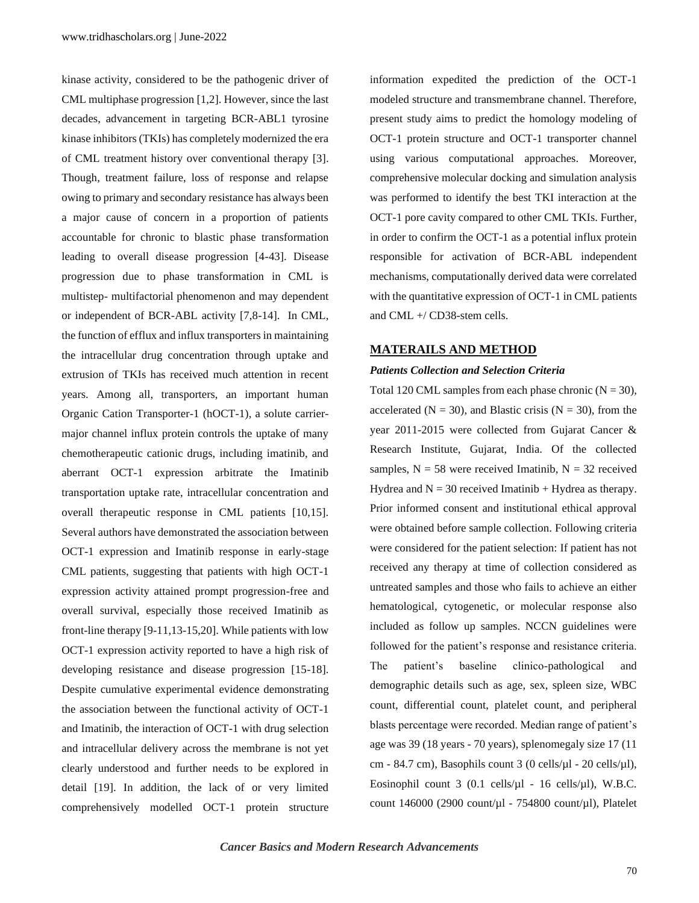kinase activity, considered to be the pathogenic driver of CML multiphase progression [1,2]. However, since the last decades, advancement in targeting BCR-ABL1 tyrosine kinase inhibitors (TKIs) has completely modernized the era of CML treatment history over conventional therapy [3]. Though, treatment failure, loss of response and relapse owing to primary and secondary resistance has always been a major cause of concern in a proportion of patients accountable for chronic to blastic phase transformation leading to overall disease progression [4-43]. Disease progression due to phase transformation in CML is multistep- multifactorial phenomenon and may dependent or independent of BCR-ABL activity [7,8-14]. In CML, the function of efflux and influx transporters in maintaining the intracellular drug concentration through uptake and extrusion of TKIs has received much attention in recent years. Among all, transporters, an important human Organic Cation Transporter-1 (hOCT-1), a solute carrier-major channel influx protein controls the uptake of many chemotherapeutic cationic drugs, including imatinib, and aberrant OCT-1 expression arbitrate the Imatinib transportation uptake rate, intracellular concentration and overall therapeutic response in CML patients [10,15]. Several authors have demonstrated the association between OCT-1 expression and Imatinib response in early-stage CML patients, suggesting that patients with high OCT-1 expression activity attained prompt progression-free and overall survival, especially those received Imatinib as front-line therapy [9-11,13-15,20]. While patients with low OCT-1 expression activity reported to have a high risk of developing resistance and disease progression [15-18]. Despite cumulative experimental evidence demonstrating the association between the functional activity of OCT-1 and Imatinib, the interaction of OCT-1 with drug selection and intracellular delivery across the membrane is not yet clearly understood and further needs to be explored in detail [19]. In addition, the lack of or very limited comprehensively modelled OCT-1 protein structure information expedited the prediction of the OCT-1 modeled structure and transmembrane channel. Therefore, present study aims to predict the homology modeling of OCT-1 protein structure and OCT-1 transporter channel using various computational approaches. Moreover, comprehensive molecular docking and simulation analysis was performed to identify the best TKI interaction at the OCT-1 pore cavity compared to other CML TKIs. Further, in order to confirm the OCT-1 as a potential influx protein responsible for activation of BCR-ABL independent mechanisms, computationally derived data were correlated with the quantitative expression of OCT-1 in CML patients and CML +/ CD38-stem cells.

## MATERAILS AND METHOD

### *Patients Collection and Selection Criteria*

Total 120 CML samples from each phase chronic (N = 30), accelerated (N = 30), and Blastic crisis (N = 30), from the year 2011-2015 were collected from Gujarat Cancer & Research Institute, Gujarat, India. Of the collected samples, N = 58 were received Imatinib, N = 32 received Hydrea and N = 30 received Imatinib + Hydrea as therapy. Prior informed consent and institutional ethical approval were obtained before sample collection. Following criteria were considered for the patient selection: If patient has not received any therapy at time of collection considered as untreated samples and those who fails to achieve an either hematological, cytogenetic, or molecular response also included as follow up samples. NCCN guidelines were followed for the patient's response and resistance criteria. The patient's baseline clinico-pathological and demographic details such as age, sex, spleen size, WBC count, differential count, platelet count, and peripheral blasts percentage were recorded. Median range of patient's age was 39 (18 years - 70 years), splenomegaly size 17 (11 cm - 84.7 cm), Basophils count 3 (0 cells/µl - 20 cells/µl), Eosinophil count 3 (0.1 cells/µl - 16 cells/µl), W.B.C. count 146000 (2900 count/µl - 754800 count/µl), Platelet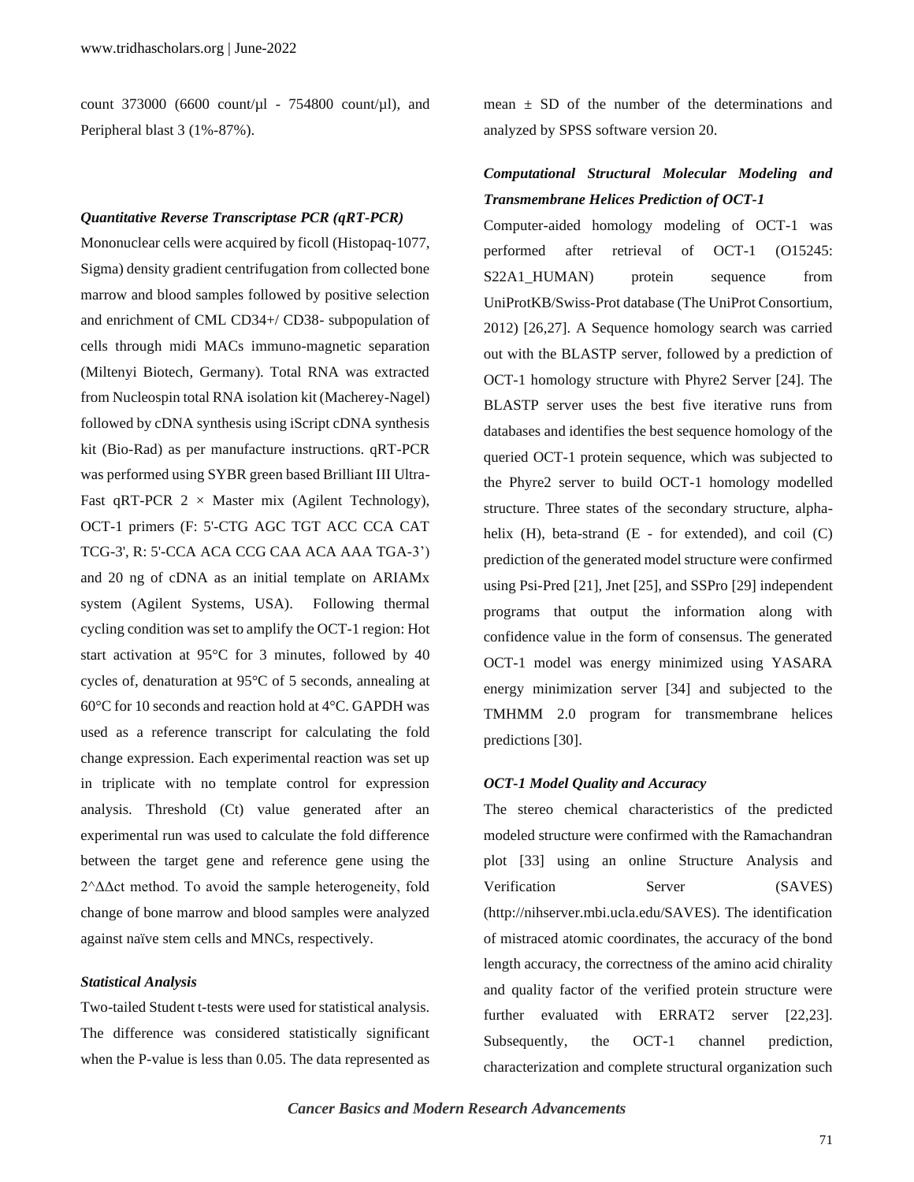count 373000 (6600 count/µl - 754800 count/µl), and Peripheral blast 3 (1%-87%).

### *Quantitative Reverse Transcriptase PCR (qRT-PCR)*

Mononuclear cells were acquired by ficoll (Histopaq-1077, Sigma) density gradient centrifugation from collected bone marrow and blood samples followed by positive selection and enrichment of CML CD34+/ CD38- subpopulation of cells through midi MACs immuno-magnetic separation (Miltenyi Biotech, Germany). Total RNA was extracted from Nucleospin total RNA isolation kit (Macherey-Nagel) followed by cDNA synthesis using iScript cDNA synthesis kit (Bio-Rad) as per manufacture instructions. qRT-PCR was performed using SYBR green based Brilliant III Ultra-Fast qRT-PCR 2 × Master mix (Agilent Technology), OCT-1 primers (F: 5'-CTG AGC TGT ACC CCA CAT TCG-3', R: 5'-CCA ACA CCG CAA ACA AAA TGA-3') and 20 ng of cDNA as an initial template on ARIAMx system (Agilent Systems, USA). Following thermal cycling condition was set to amplify the OCT-1 region: Hot start activation at 95°C for 3 minutes, followed by 40 cycles of, denaturation at 95°C of 5 seconds, annealing at 60°C for 10 seconds and reaction hold at 4°C. GAPDH was used as a reference transcript for calculating the fold change expression. Each experimental reaction was set up in triplicate with no template control for expression analysis. Threshold (Ct) value generated after an experimental run was used to calculate the fold difference between the target gene and reference gene using the $2^{\Delta\Delta ct}$ method. To avoid the sample heterogeneity, fold change of bone marrow and blood samples were analyzed against naïve stem cells and MNCs, respectively.

### *Statistical Analysis*

Two-tailed Student t-tests were used for statistical analysis. The difference was considered statistically significant when the P-value is less than 0.05. The data represented as mean ± SD of the number of the determinations and analyzed by SPSS software version 20.

### *Computational Structural Molecular Modeling and Transmembrane Helices Prediction of OCT-1*

Computer-aided homology modeling of OCT-1 was performed after retrieval of OCT-1 (O15245: S22A1_HUMAN) protein sequence from UniProtKB/Swiss-Prot database (The UniProt Consortium, 2012) [26,27]. A Sequence homology search was carried out with the BLASTP server, followed by a prediction of OCT-1 homology structure with Phyre2 Server [24]. The BLASTP server uses the best five iterative runs from databases and identifies the best sequence homology of the queried OCT-1 protein sequence, which was subjected to the Phyre2 server to build OCT-1 homology modelled structure. Three states of the secondary structure, alpha-helix (H), beta-strand (E - for extended), and coil (C) prediction of the generated model structure were confirmed using Psi-Pred [21], Jnet [25], and SSPro [29] independent programs that output the information along with confidence value in the form of consensus. The generated OCT-1 model was energy minimized using YASARA energy minimization server [34] and subjected to the TMHMM 2.0 program for transmembrane helices predictions [30].

### *OCT-1 Model Quality and Accuracy*

The stereo chemical characteristics of the predicted modeled structure were confirmed with the Ramachandran plot [33] using an online Structure Analysis and Verification Server (SAVES) (http://nihserver.mbi.ucla.edu/SAVES). The identification of mistraced atomic coordinates, the accuracy of the bond length accuracy, the correctness of the amino acid chirality and quality factor of the verified protein structure were further evaluated with ERRAT2 server [22,23]. Subsequently, the OCT-1 channel prediction, characterization and complete structural organization such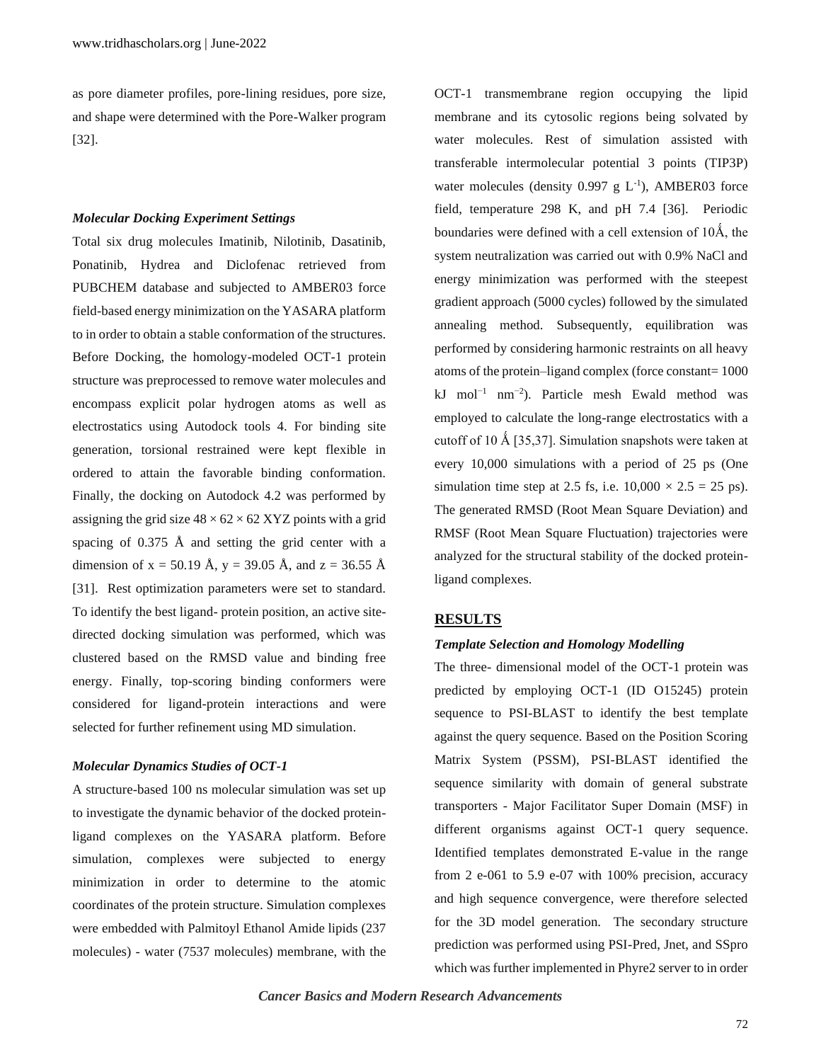as pore diameter profiles, pore-lining residues, pore size, and shape were determined with the Pore-Walker program [32].

### *Molecular Docking Experiment Settings*

Total six drug molecules Imatinib, Nilotinib, Dasatinib, Ponatinib, Hydrea and Diclofenac retrieved from PUBCHEM database and subjected to AMBER03 force field-based energy minimization on the YASARA platform to in order to obtain a stable conformation of the structures. Before Docking, the homology-modeled OCT-1 protein structure was preprocessed to remove water molecules and encompass explicit polar hydrogen atoms as well as electrostatics using Autodock tools 4. For binding site generation, torsional restrained were kept flexible in ordered to attain the favorable binding conformation. Finally, the docking on Autodock 4.2 was performed by assigning the grid size $48 \times 62 \times 62$ XYZ points with a grid spacing of 0.375 Å and setting the grid center with a dimension of x = 50.19 Å, y = 39.05 Å, and z = 36.55 Å [31]. Rest optimization parameters were set to standard. To identify the best ligand- protein position, an active site-directed docking simulation was performed, which was clustered based on the RMSD value and binding free energy. Finally, top-scoring binding conformers were considered for ligand-protein interactions and were selected for further refinement using MD simulation.

### *Molecular Dynamics Studies of OCT-1*

A structure-based 100 ns molecular simulation was set up to investigate the dynamic behavior of the docked protein-ligand complexes on the YASARA platform. Before simulation, complexes were subjected to energy minimization in order to determine to the atomic coordinates of the protein structure. Simulation complexes were embedded with Palmitoyl Ethanol Amide lipids (237 molecules) - water (7537 molecules) membrane, with the OCT-1 transmembrane region occupying the lipid membrane and its cytosolic regions being solvated by water molecules. Rest of simulation assisted with transferable intermolecular potential 3 points (TIP3P) water molecules (density 0.997 g $L^{-1}$), AMBER03 force field, temperature 298 K, and pH 7.4 [36]. Periodic boundaries were defined with a cell extension of 10Ǻ, the system neutralization was carried out with 0.9% NaCl and energy minimization was performed with the steepest gradient approach (5000 cycles) followed by the simulated annealing method. Subsequently, equilibration was performed by considering harmonic restraints on all heavy atoms of the protein–ligand complex (force constant= 1000 kJ $mol^{-1}$ $nm^{-2}$). Particle mesh Ewald method was employed to calculate the long-range electrostatics with a cutoff of 10 Ǻ [35,37]. Simulation snapshots were taken at every 10,000 simulations with a period of 25 ps (One simulation time step at 2.5 fs, i.e. $10{,}000 \times 2.5 = 25$ ps). The generated RMSD (Root Mean Square Deviation) and RMSF (Root Mean Square Fluctuation) trajectories were analyzed for the structural stability of the docked protein-ligand complexes.

## RESULTS

### *Template Selection and Homology Modelling*

The three- dimensional model of the OCT-1 protein was predicted by employing OCT-1 (ID O15245) protein sequence to PSI-BLAST to identify the best template against the query sequence. Based on the Position Scoring Matrix System (PSSM), PSI-BLAST identified the sequence similarity with domain of general substrate transporters - Major Facilitator Super Domain (MSF) in different organisms against OCT-1 query sequence. Identified templates demonstrated E-value in the range from 2 e-061 to 5.9 e-07 with 100% precision, accuracy and high sequence convergence, were therefore selected for the 3D model generation. The secondary structure prediction was performed using PSI-Pred, Jnet, and SSpro which was further implemented in Phyre2 server to in order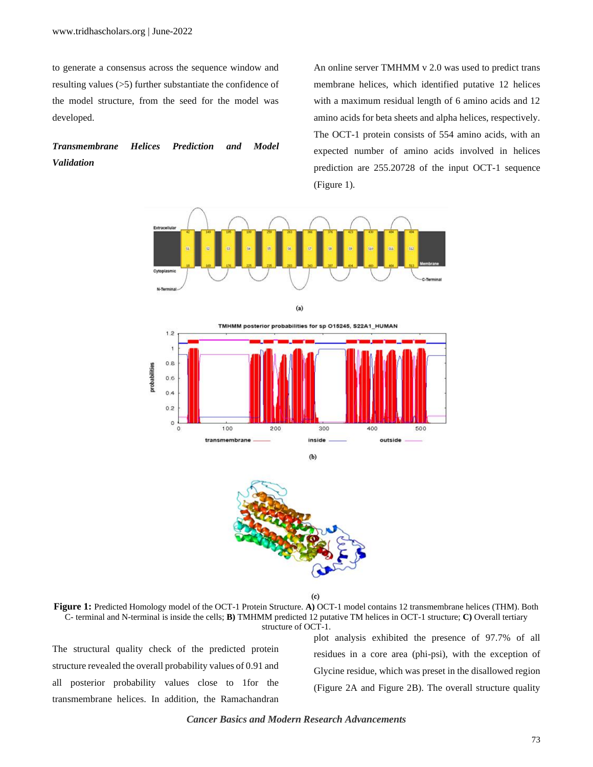to generate a consensus across the sequence window and resulting values (>5) further substantiate the confidence of the model structure, from the seed for the model was developed.

***Transmembrane Helices Prediction and Model Validation***

An online server TMHMM v 2.0 was used to predict trans membrane helices, which identified putative 12 helices with a maximum residual length of 6 amino acids and 12 amino acids for beta sheets and alpha helices, respectively. The OCT-1 protein consists of 554 amino acids, with an expected number of amino acids involved in helices prediction are 255.20728 of the input OCT-1 sequence (Figure 1).

**Figure 1:** Predicted Homology model of the OCT-1 Protein Structure. **A)** OCT-1 model contains 12 transmembrane helices (THM). Both C- terminal and N-terminal is inside the cells; **B)** TMHMM predicted 12 putative TM helices in OCT-1 structure; **C)** Overall tertiary structure of OCT-1.

The structural quality check of the predicted protein structure revealed the overall probability values of 0.91 and all posterior probability values close to 1for the transmembrane helices. In addition, the Ramachandran plot analysis exhibited the presence of 97.7% of all residues in a core area (phi-psi), with the exception of Glycine residue, which was preset in the disallowed region (Figure 2A and Figure 2B). The overall structure quality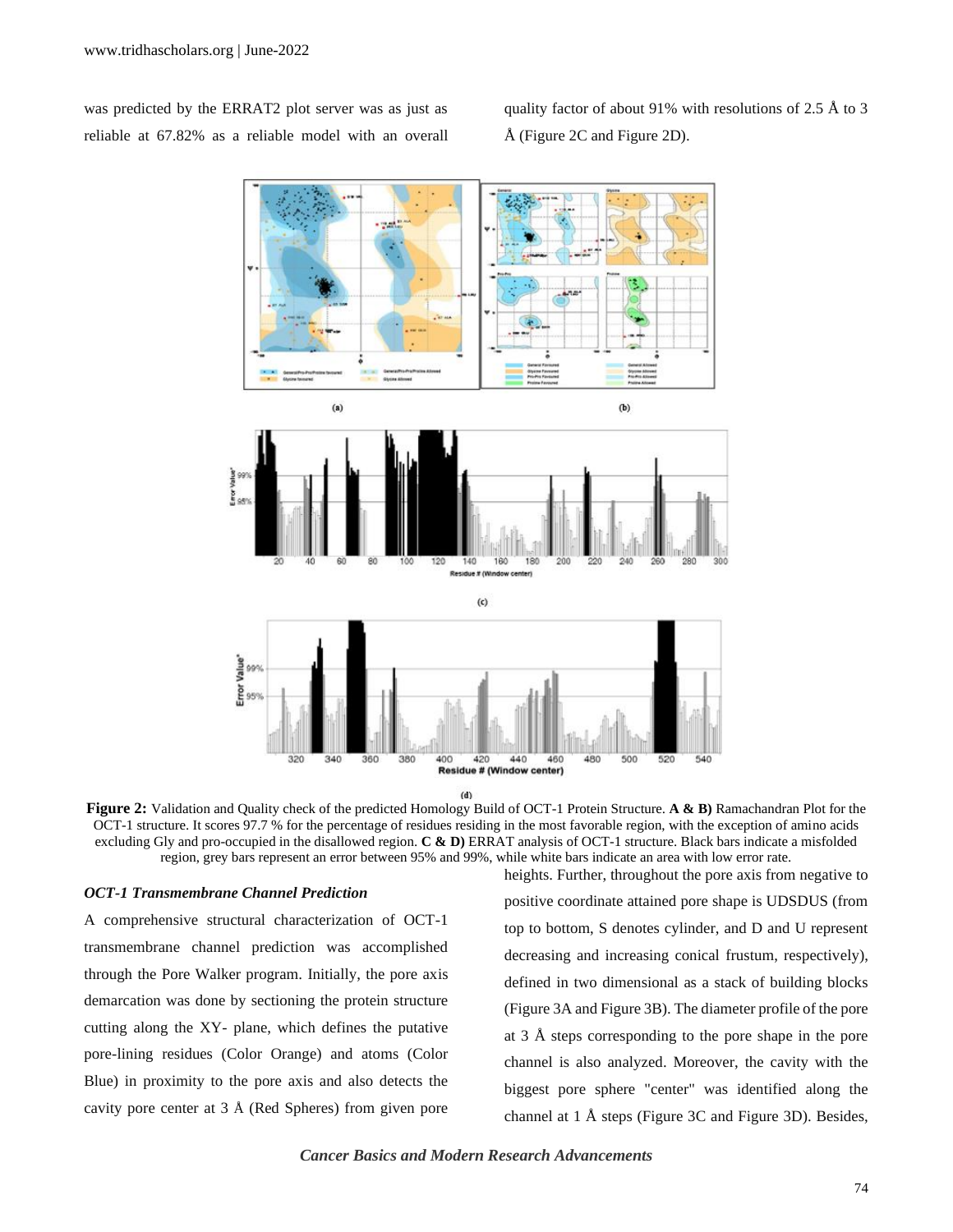was predicted by the ERRAT2 plot server was as just as reliable at 67.82% as a reliable model with an overall quality factor of about 91% with resolutions of 2.5 Å to 3 Å (Figure 2C and Figure 2D).

**Figure 2:** Validation and Quality check of the predicted Homology Build of OCT-1 Protein Structure. **A & B)** Ramachandran Plot for the OCT-1 structure. It scores 97.7 % for the percentage of residues residing in the most favorable region, with the exception of amino acids excluding Gly and pro-occupied in the disallowed region. **C & D)** ERRAT analysis of OCT-1 structure. Black bars indicate a misfolded region, grey bars represent an error between 95% and 99%, while white bars indicate an area with low error rate.

### *OCT-1 Transmembrane Channel Prediction*

A comprehensive structural characterization of OCT-1 transmembrane channel prediction was accomplished through the Pore Walker program. Initially, the pore axis demarcation was done by sectioning the protein structure cutting along the XY- plane, which defines the putative pore-lining residues (Color Orange) and atoms (Color Blue) in proximity to the pore axis and also detects the cavity pore center at 3 Å (Red Spheres) from given pore heights. Further, throughout the pore axis from negative to positive coordinate attained pore shape is UDSDUS (from top to bottom, S denotes cylinder, and D and U represent decreasing and increasing conical frustum, respectively), defined in two dimensional as a stack of building blocks (Figure 3A and Figure 3B). The diameter profile of the pore at 3 Å steps corresponding to the pore shape in the pore channel is also analyzed. Moreover, the cavity with the biggest pore sphere "center" was identified along the channel at 1 Å steps (Figure 3C and Figure 3D). Besides,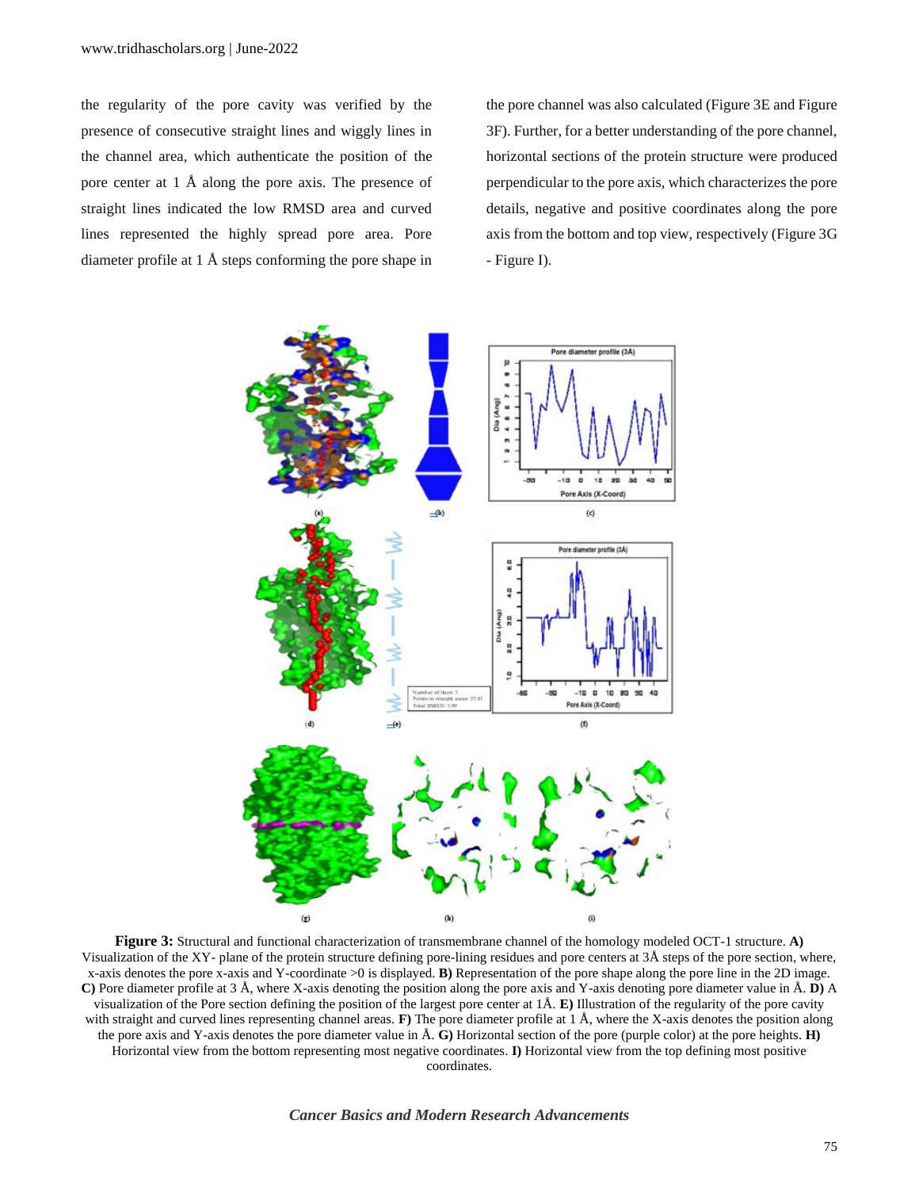the regularity of the pore cavity was verified by the presence of consecutive straight lines and wiggly lines in the channel area, which authenticate the position of the pore center at 1 Å along the pore axis. The presence of straight lines indicated the low RMSD area and curved lines represented the highly spread pore area. Pore diameter profile at 1 Å steps conforming the pore shape in the pore channel was also calculated (Figure 3E and Figure 3F). Further, for a better understanding of the pore channel, horizontal sections of the protein structure were produced perpendicular to the pore axis, which characterizes the pore details, negative and positive coordinates along the pore axis from the bottom and top view, respectively (Figure 3G - Figure I).

**Figure 3:** Structural and functional characterization of transmembrane channel of the homology modeled OCT-1 structure. **A)** Visualization of the XY- plane of the protein structure defining pore-lining residues and pore centers at 3Å steps of the pore section, where, x-axis denotes the pore x-axis and Y-coordinate >0 is displayed. **B)** Representation of the pore shape along the pore line in the 2D image. **C)** Pore diameter profile at 3 Å, where X-axis denoting the position along the pore axis and Y-axis denoting pore diameter value in Å. **D)** A visualization of the Pore section defining the position of the largest pore center at 1Å. **E)** Illustration of the regularity of the pore cavity with straight and curved lines representing channel areas. **F)** The pore diameter profile at 1 Å, where the X-axis denotes the position along the pore axis and Y-axis denotes the pore diameter value in Å. **G)** Horizontal section of the pore (purple color) at the pore heights. **H)** Horizontal view from the bottom representing most negative coordinates. **I)** Horizontal view from the top defining most positive coordinates.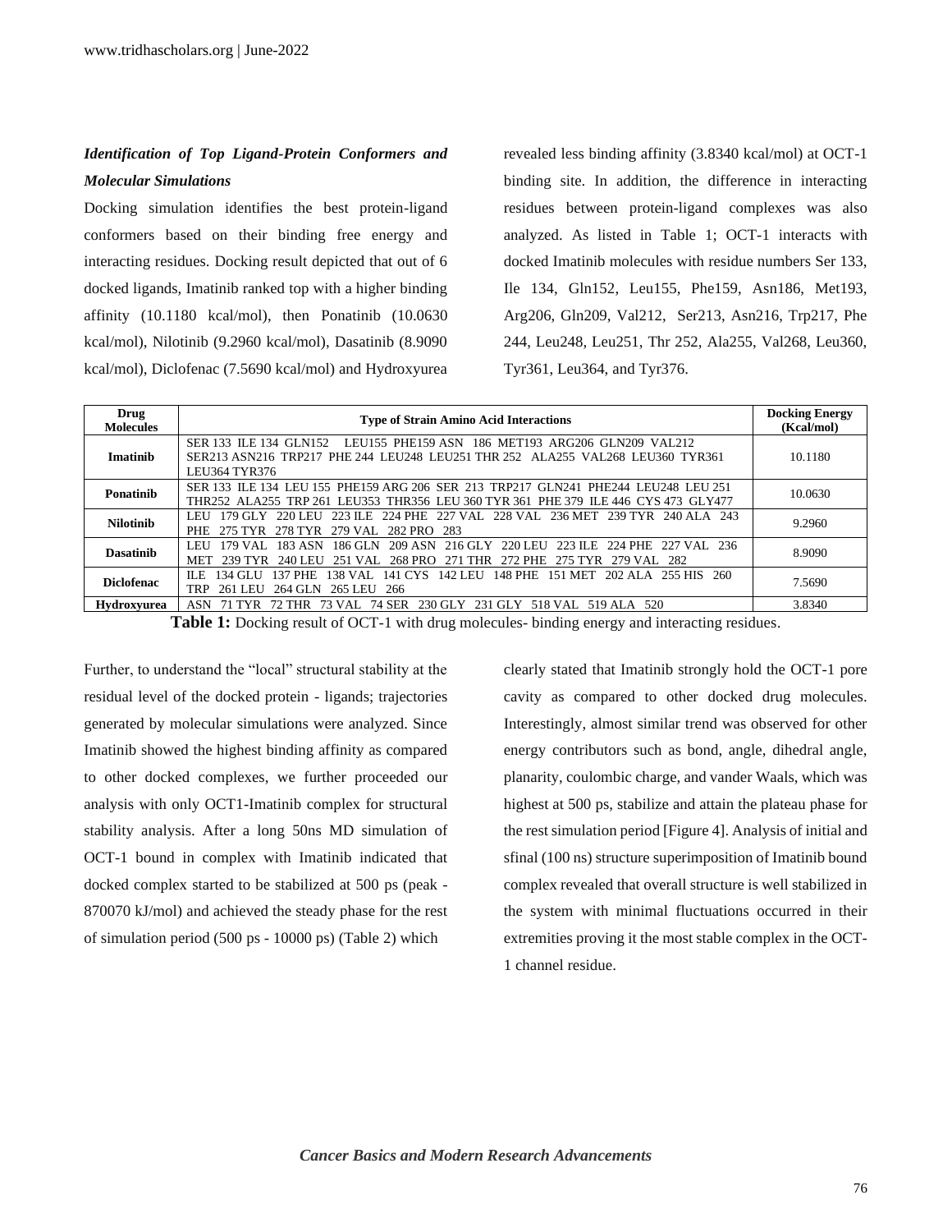### *Identification of Top Ligand-Protein Conformers and Molecular Simulations*

Docking simulation identifies the best protein-ligand conformers based on their binding free energy and interacting residues. Docking result depicted that out of 6 docked ligands, Imatinib ranked top with a higher binding affinity (10.1180 kcal/mol), then Ponatinib (10.0630 kcal/mol), Nilotinib (9.2960 kcal/mol), Dasatinib (8.9090 kcal/mol), Diclofenac (7.5690 kcal/mol) and Hydroxyurea revealed less binding affinity (3.8340 kcal/mol) at OCT-1 binding site. In addition, the difference in interacting residues between protein-ligand complexes was also analyzed. As listed in Table 1; OCT-1 interacts with docked Imatinib molecules with residue numbers Ser 133, Ile 134, Gln152, Leu155, Phe159, Asn186, Met193, Arg206, Gln209, Val212, Ser213, Asn216, Trp217, Phe 244, Leu248, Leu251, Thr 252, Ala255, Val268, Leu360, Tyr361, Leu364, and Tyr376.

| Drug Molecules | Type of Strain Amino Acid Interactions | Docking Energy (Kcal/mol) |
|---|---|---|
| Imatinib | SER 133 ILE 134 GLN152 LEU155 PHE159 ASN 186 MET193 ARG206 GLN209 VAL212 SER213 ASN216 TRP217 PHE 244 LEU248 LEU251 THR 252 ALA255 VAL268 LEU360 TYR361 LEU364 TYR376 | 10.1180 |
| Ponatinib | SER 133 ILE 134 LEU 155 PHE159 ARG 206 SER 213 TRP217 GLN241 PHE244 LEU248 LEU 251 THR252 ALA255 TRP 261 LEU353 THR356 LEU 360 TYR 361 PHE 379 ILE 446 CYS 473 GLY477 | 10.0630 |
| Nilotinib | LEU 179 GLY 220 LEU 223 ILE 224 PHE 227 VAL 228 VAL 236 MET 239 TYR 240 ALA 243 PHE 275 TYR 278 TYR 279 VAL 282 PRO 283 | 9.2960 |
| Dasatinib | LEU 179 VAL 183 ASN 186 GLN 209 ASN 216 GLY 220 LEU 223 ILE 224 PHE 227 VAL 236 MET 239 TYR 240 LEU 251 VAL 268 PRO 271 THR 272 PHE 275 TYR 279 VAL 282 | 8.9090 |
| Diclofenac | ILE 134 GLU 137 PHE 138 VAL 141 CYS 142 LEU 148 PHE 151 MET 202 ALA 255 HIS 260 TRP 261 LEU 264 GLN 265 LEU 266 | 7.5690 |
| Hydroxyurea | ASN 71 TYR 72 THR 73 VAL 74 SER 230 GLY 231 GLY 518 VAL 519 ALA 520 | 3.8340 |

**Table 1:** Docking result of OCT-1 with drug molecules- binding energy and interacting residues.

Further, to understand the "local" structural stability at the residual level of the docked protein - ligands; trajectories generated by molecular simulations were analyzed. Since Imatinib showed the highest binding affinity as compared to other docked complexes, we further proceeded our analysis with only OCT1-Imatinib complex for structural stability analysis. After a long 50ns MD simulation of OCT-1 bound in complex with Imatinib indicated that docked complex started to be stabilized at 500 ps (peak - 870070 kJ/mol) and achieved the steady phase for the rest of simulation period (500 ps - 10000 ps) (Table 2) which clearly stated that Imatinib strongly hold the OCT-1 pore cavity as compared to other docked drug molecules. Interestingly, almost similar trend was observed for other energy contributors such as bond, angle, dihedral angle, planarity, coulombic charge, and vander Waals, which was highest at 500 ps, stabilize and attain the plateau phase for the rest simulation period [Figure 4]. Analysis of initial and sfinal (100 ns) structure superimposition of Imatinib bound complex revealed that overall structure is well stabilized in the system with minimal fluctuations occurred in their extremities proving it the most stable complex in the OCT-1 channel residue.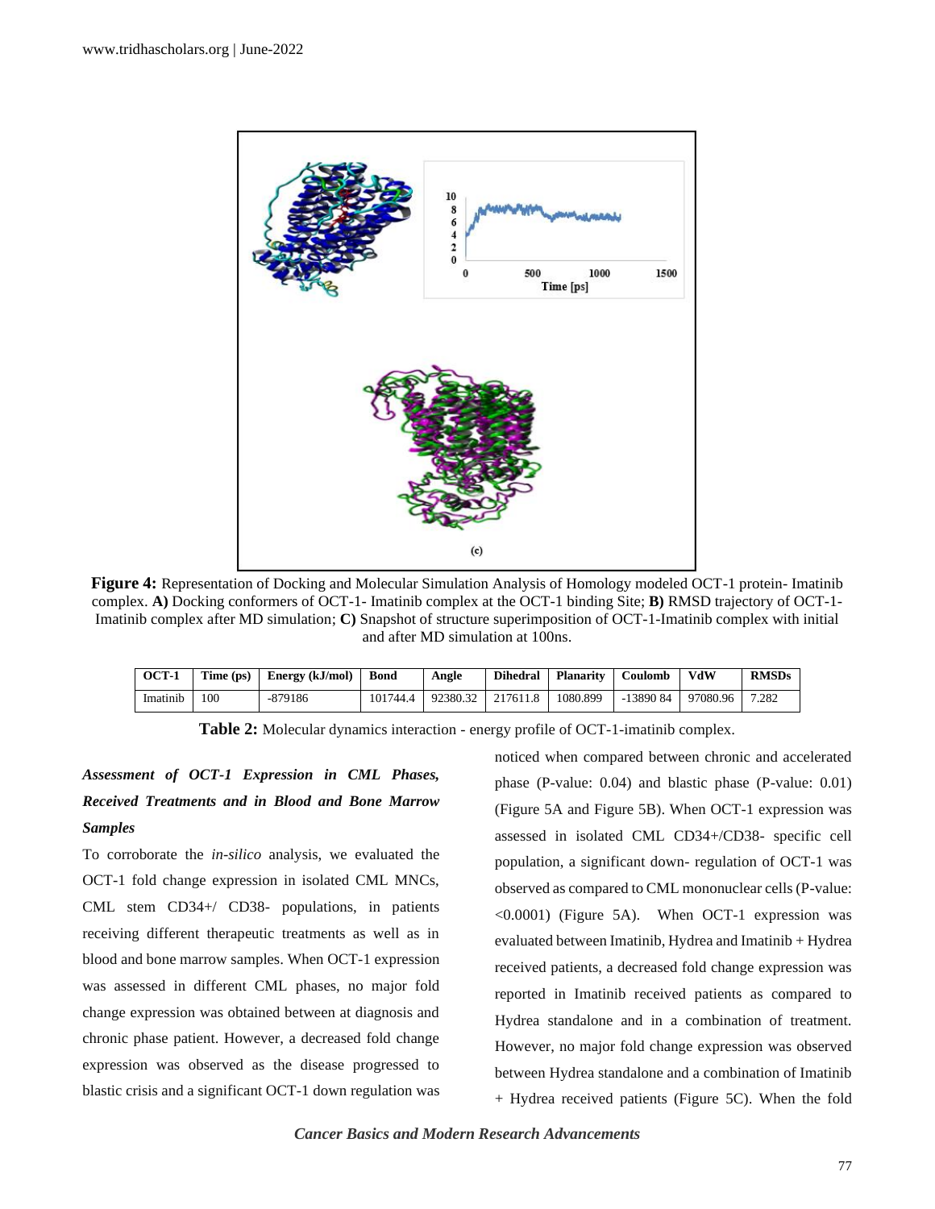**Figure 4:** Representation of Docking and Molecular Simulation Analysis of Homology modeled OCT-1 protein- Imatinib complex. **A)** Docking conformers of OCT-1- Imatinib complex at the OCT-1 binding Site; **B)** RMSD trajectory of OCT-1-Imatinib complex after MD simulation; **C)** Snapshot of structure superimposition of OCT-1-Imatinib complex with initial and after MD simulation at 100ns.

| OCT-1 | Time (ps) | Energy (kJ/mol) | Bond | Angle | Dihedral | Planarity | Coulomb | VdW | RMSDs |
|---|---|---|---|---|---|---|---|---|---|
| Imatinib | 100 | -879186 | 101744.4 | 92380.32 | 217611.8 | 1080.899 | -13890 84 | 97080.96 | 7.282 |

**Table 2:** Molecular dynamics interaction - energy profile of OCT-1-imatinib complex.

### *Assessment of OCT-1 Expression in CML Phases, Received Treatments and in Blood and Bone Marrow Samples*

To corroborate the *in-silico* analysis, we evaluated the OCT-1 fold change expression in isolated CML MNCs, CML stem CD34+/ CD38- populations, in patients receiving different therapeutic treatments as well as in blood and bone marrow samples. When OCT-1 expression was assessed in different CML phases, no major fold change expression was obtained between at diagnosis and chronic phase patient. However, a decreased fold change expression was observed as the disease progressed to blastic crisis and a significant OCT-1 down regulation was noticed when compared between chronic and accelerated phase (P-value: 0.04) and blastic phase (P-value: 0.01) (Figure 5A and Figure 5B). When OCT-1 expression was assessed in isolated CML CD34+/CD38- specific cell population, a significant down- regulation of OCT-1 was observed as compared to CML mononuclear cells (P-value: <0.0001) (Figure 5A). When OCT-1 expression was evaluated between Imatinib, Hydrea and Imatinib + Hydrea received patients, a decreased fold change expression was reported in Imatinib received patients as compared to Hydrea standalone and in a combination of treatment. However, no major fold change expression was observed between Hydrea standalone and a combination of Imatinib + Hydrea received patients (Figure 5C). When the fold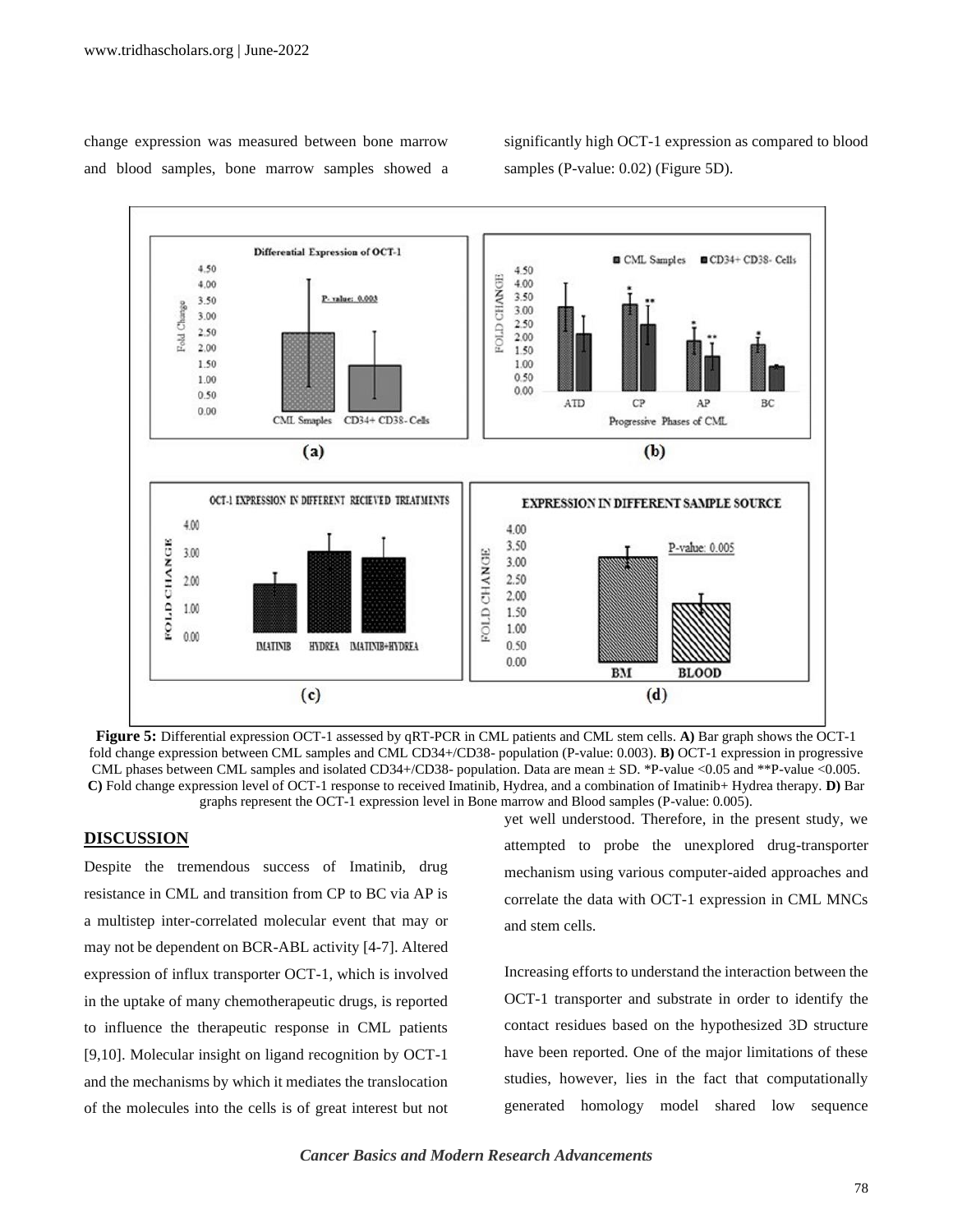change expression was measured between bone marrow and blood samples, bone marrow samples showed a significantly high OCT-1 expression as compared to blood samples (P-value: 0.02) (Figure 5D).

**Figure 5:** Differential expression OCT-1 assessed by qRT-PCR in CML patients and CML stem cells. **A)** Bar graph shows the OCT-1 fold change expression between CML samples and CML CD34+/CD38- population (P-value: 0.003). **B)** OCT-1 expression in progressive CML phases between CML samples and isolated CD34+/CD38- population. Data are mean ± SD. *P-value <0.05 and **P-value <0.005. **C)** Fold change expression level of OCT-1 response to received Imatinib, Hydrea, and a combination of Imatinib+ Hydrea therapy. **D)** Bar graphs represent the OCT-1 expression level in Bone marrow and Blood samples (P-value: 0.005).

## DISCUSSION

Despite the tremendous success of Imatinib, drug resistance in CML and transition from CP to BC via AP is a multistep inter-correlated molecular event that may or may not be dependent on BCR-ABL activity [4-7]. Altered expression of influx transporter OCT-1, which is involved in the uptake of many chemotherapeutic drugs, is reported to influence the therapeutic response in CML patients [9,10]. Molecular insight on ligand recognition by OCT-1 and the mechanisms by which it mediates the translocation of the molecules into the cells is of great interest but not yet well understood. Therefore, in the present study, we attempted to probe the unexplored drug-transporter mechanism using various computer-aided approaches and correlate the data with OCT-1 expression in CML MNCs and stem cells.

Increasing efforts to understand the interaction between the OCT-1 transporter and substrate in order to identify the contact residues based on the hypothesized 3D structure have been reported. One of the major limitations of these studies, however, lies in the fact that computationally generated homology model shared low sequence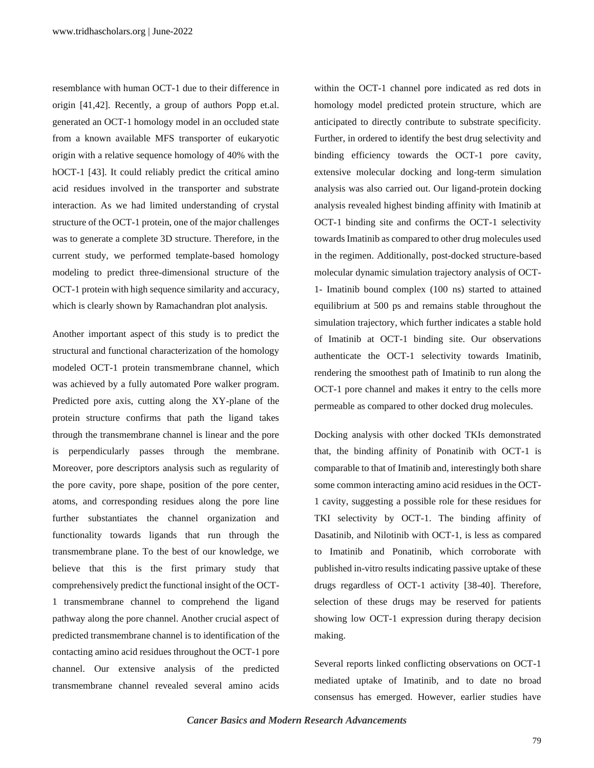resemblance with human OCT-1 due to their difference in origin [41,42]. Recently, a group of authors Popp et.al. generated an OCT-1 homology model in an occluded state from a known available MFS transporter of eukaryotic origin with a relative sequence homology of 40% with the hOCT-1 [43]. It could reliably predict the critical amino acid residues involved in the transporter and substrate interaction. As we had limited understanding of crystal structure of the OCT-1 protein, one of the major challenges was to generate a complete 3D structure. Therefore, in the current study, we performed template-based homology modeling to predict three-dimensional structure of the OCT-1 protein with high sequence similarity and accuracy, which is clearly shown by Ramachandran plot analysis.

Another important aspect of this study is to predict the structural and functional characterization of the homology modeled OCT-1 protein transmembrane channel, which was achieved by a fully automated Pore walker program. Predicted pore axis, cutting along the XY-plane of the protein structure confirms that path the ligand takes through the transmembrane channel is linear and the pore is perpendicularly passes through the membrane. Moreover, pore descriptors analysis such as regularity of the pore cavity, pore shape, position of the pore center, atoms, and corresponding residues along the pore line further substantiates the channel organization and functionality towards ligands that run through the transmembrane plane. To the best of our knowledge, we believe that this is the first primary study that comprehensively predict the functional insight of the OCT-1 transmembrane channel to comprehend the ligand pathway along the pore channel. Another crucial aspect of predicted transmembrane channel is to identification of the contacting amino acid residues throughout the OCT-1 pore channel. Our extensive analysis of the predicted transmembrane channel revealed several amino acids within the OCT-1 channel pore indicated as red dots in homology model predicted protein structure, which are anticipated to directly contribute to substrate specificity. Further, in ordered to identify the best drug selectivity and binding efficiency towards the OCT-1 pore cavity, extensive molecular docking and long-term simulation analysis was also carried out. Our ligand-protein docking analysis revealed highest binding affinity with Imatinib at OCT-1 binding site and confirms the OCT-1 selectivity towards Imatinib as compared to other drug molecules used in the regimen. Additionally, post-docked structure-based molecular dynamic simulation trajectory analysis of OCT-1- Imatinib bound complex (100 ns) started to attained equilibrium at 500 ps and remains stable throughout the simulation trajectory, which further indicates a stable hold of Imatinib at OCT-1 binding site. Our observations authenticate the OCT-1 selectivity towards Imatinib, rendering the smoothest path of Imatinib to run along the OCT-1 pore channel and makes it entry to the cells more permeable as compared to other docked drug molecules.

Docking analysis with other docked TKIs demonstrated that, the binding affinity of Ponatinib with OCT-1 is comparable to that of Imatinib and, interestingly both share some common interacting amino acid residues in the OCT-1 cavity, suggesting a possible role for these residues for TKI selectivity by OCT-1. The binding affinity of Dasatinib, and Nilotinib with OCT-1, is less as compared to Imatinib and Ponatinib, which corroborate with published in-vitro results indicating passive uptake of these drugs regardless of OCT-1 activity [38-40]. Therefore, selection of these drugs may be reserved for patients showing low OCT-1 expression during therapy decision making.

Several reports linked conflicting observations on OCT-1 mediated uptake of Imatinib, and to date no broad consensus has emerged. However, earlier studies have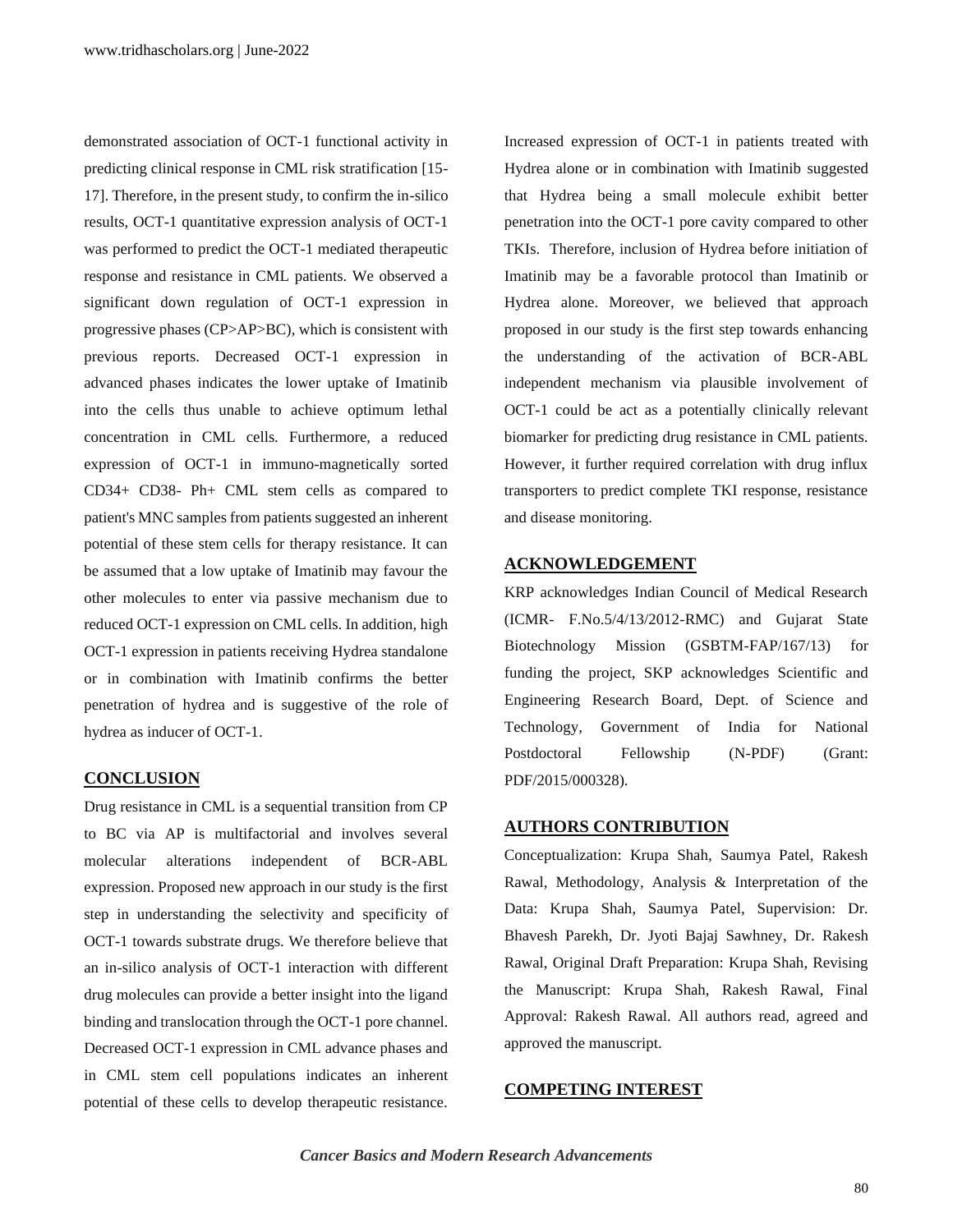demonstrated association of OCT-1 functional activity in predicting clinical response in CML risk stratification [15-17]. Therefore, in the present study, to confirm the in-silico results, OCT-1 quantitative expression analysis of OCT-1 was performed to predict the OCT-1 mediated therapeutic response and resistance in CML patients. We observed a significant down regulation of OCT-1 expression in progressive phases (CP>AP>BC), which is consistent with previous reports. Decreased OCT-1 expression in advanced phases indicates the lower uptake of Imatinib into the cells thus unable to achieve optimum lethal concentration in CML cells. Furthermore, a reduced expression of OCT-1 in immuno-magnetically sorted CD34+ CD38- Ph+ CML stem cells as compared to patient's MNC samples from patients suggested an inherent potential of these stem cells for therapy resistance. It can be assumed that a low uptake of Imatinib may favour the other molecules to enter via passive mechanism due to reduced OCT-1 expression on CML cells. In addition, high OCT-1 expression in patients receiving Hydrea standalone or in combination with Imatinib confirms the better penetration of hydrea and is suggestive of the role of hydrea as inducer of OCT-1.

## CONCLUSION

Drug resistance in CML is a sequential transition from CP to BC via AP is multifactorial and involves several molecular alterations independent of BCR-ABL expression. Proposed new approach in our study is the first step in understanding the selectivity and specificity of OCT-1 towards substrate drugs. We therefore believe that an in-silico analysis of OCT-1 interaction with different drug molecules can provide a better insight into the ligand binding and translocation through the OCT-1 pore channel. Decreased OCT-1 expression in CML advance phases and in CML stem cell populations indicates an inherent potential of these cells to develop therapeutic resistance. Increased expression of OCT-1 in patients treated with Hydrea alone or in combination with Imatinib suggested that Hydrea being a small molecule exhibit better penetration into the OCT-1 pore cavity compared to other TKIs. Therefore, inclusion of Hydrea before initiation of Imatinib may be a favorable protocol than Imatinib or Hydrea alone. Moreover, we believed that approach proposed in our study is the first step towards enhancing the understanding of the activation of BCR-ABL independent mechanism via plausible involvement of OCT-1 could be act as a potentially clinically relevant biomarker for predicting drug resistance in CML patients. However, it further required correlation with drug influx transporters to predict complete TKI response, resistance and disease monitoring.

## ACKNOWLEDGEMENT

KRP acknowledges Indian Council of Medical Research (ICMR- F.No.5/4/13/2012-RMC) and Gujarat State Biotechnology Mission (GSBTM-FAP/167/13) for funding the project, SKP acknowledges Scientific and Engineering Research Board, Dept. of Science and Technology, Government of India for National Postdoctoral Fellowship (N-PDF) (Grant: PDF/2015/000328).

## AUTHORS CONTRIBUTION

Conceptualization: Krupa Shah, Saumya Patel, Rakesh Rawal, Methodology, Analysis & Interpretation of the Data: Krupa Shah, Saumya Patel, Supervision: Dr. Bhavesh Parekh, Dr. Jyoti Bajaj Sawhney, Dr. Rakesh Rawal, Original Draft Preparation: Krupa Shah, Revising the Manuscript: Krupa Shah, Rakesh Rawal, Final Approval: Rakesh Rawal. All authors read, agreed and approved the manuscript.

## COMPETING INTEREST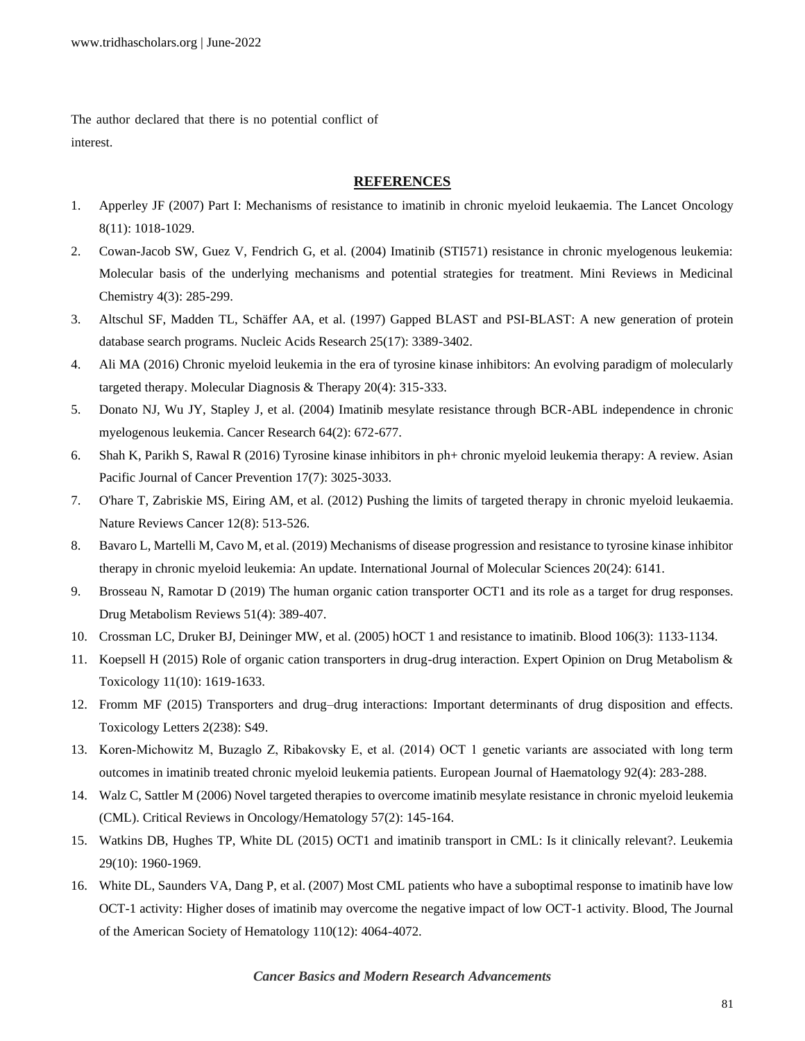The author declared that there is no potential conflict of interest.

## REFERENCES

1. Apperley JF (2007) Part I: Mechanisms of resistance to imatinib in chronic myeloid leukaemia. The Lancet Oncology 8(11): 1018-1029.
2. Cowan-Jacob SW, Guez V, Fendrich G, et al. (2004) Imatinib (STI571) resistance in chronic myelogenous leukemia: Molecular basis of the underlying mechanisms and potential strategies for treatment. Mini Reviews in Medicinal Chemistry 4(3): 285-299.
3. Altschul SF, Madden TL, Schäffer AA, et al. (1997) Gapped BLAST and PSI-BLAST: A new generation of protein database search programs. Nucleic Acids Research 25(17): 3389-3402.
4. Ali MA (2016) Chronic myeloid leukemia in the era of tyrosine kinase inhibitors: An evolving paradigm of molecularly targeted therapy. Molecular Diagnosis & Therapy 20(4): 315-333.
5. Donato NJ, Wu JY, Stapley J, et al. (2004) Imatinib mesylate resistance through BCR-ABL independence in chronic myelogenous leukemia. Cancer Research 64(2): 672-677.
6. Shah K, Parikh S, Rawal R (2016) Tyrosine kinase inhibitors in ph+ chronic myeloid leukemia therapy: A review. Asian Pacific Journal of Cancer Prevention 17(7): 3025-3033.
7. O'hare T, Zabriskie MS, Eiring AM, et al. (2012) Pushing the limits of targeted therapy in chronic myeloid leukaemia. Nature Reviews Cancer 12(8): 513-526.
8. Bavaro L, Martelli M, Cavo M, et al. (2019) Mechanisms of disease progression and resistance to tyrosine kinase inhibitor therapy in chronic myeloid leukemia: An update. International Journal of Molecular Sciences 20(24): 6141.
9. Brosseau N, Ramotar D (2019) The human organic cation transporter OCT1 and its role as a target for drug responses. Drug Metabolism Reviews 51(4): 389-407.
10. Crossman LC, Druker BJ, Deininger MW, et al. (2005) hOCT 1 and resistance to imatinib. Blood 106(3): 1133-1134.
11. Koepsell H (2015) Role of organic cation transporters in drug-drug interaction. Expert Opinion on Drug Metabolism & Toxicology 11(10): 1619-1633.
12. Fromm MF (2015) Transporters and drug–drug interactions: Important determinants of drug disposition and effects. Toxicology Letters 2(238): S49.
13. Koren-Michowitz M, Buzaglo Z, Ribakovsky E, et al. (2014) OCT 1 genetic variants are associated with long term outcomes in imatinib treated chronic myeloid leukemia patients. European Journal of Haematology 92(4): 283-288.
14. Walz C, Sattler M (2006) Novel targeted therapies to overcome imatinib mesylate resistance in chronic myeloid leukemia (CML). Critical Reviews in Oncology/Hematology 57(2): 145-164.
15. Watkins DB, Hughes TP, White DL (2015) OCT1 and imatinib transport in CML: Is it clinically relevant?. Leukemia 29(10): 1960-1969.
16. White DL, Saunders VA, Dang P, et al. (2007) Most CML patients who have a suboptimal response to imatinib have low OCT-1 activity: Higher doses of imatinib may overcome the negative impact of low OCT-1 activity. Blood, The Journal of the American Society of Hematology 110(12): 4064-4072.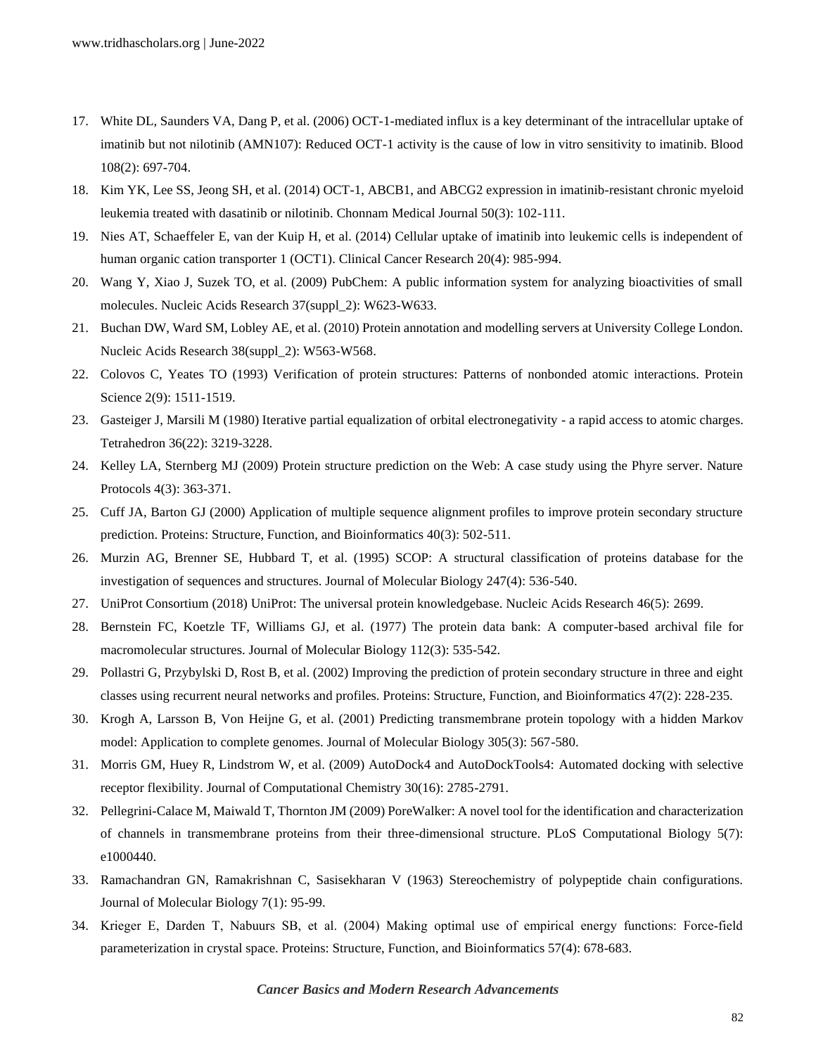17. White DL, Saunders VA, Dang P, et al. (2006) OCT-1-mediated influx is a key determinant of the intracellular uptake of imatinib but not nilotinib (AMN107): Reduced OCT-1 activity is the cause of low in vitro sensitivity to imatinib. Blood 108(2): 697-704.
18. Kim YK, Lee SS, Jeong SH, et al. (2014) OCT-1, ABCB1, and ABCG2 expression in imatinib-resistant chronic myeloid leukemia treated with dasatinib or nilotinib. Chonnam Medical Journal 50(3): 102-111.
19. Nies AT, Schaeffeler E, van der Kuip H, et al. (2014) Cellular uptake of imatinib into leukemic cells is independent of human organic cation transporter 1 (OCT1). Clinical Cancer Research 20(4): 985-994.
20. Wang Y, Xiao J, Suzek TO, et al. (2009) PubChem: A public information system for analyzing bioactivities of small molecules. Nucleic Acids Research 37(suppl_2): W623-W633.
21. Buchan DW, Ward SM, Lobley AE, et al. (2010) Protein annotation and modelling servers at University College London. Nucleic Acids Research 38(suppl_2): W563-W568.
22. Colovos C, Yeates TO (1993) Verification of protein structures: Patterns of nonbonded atomic interactions. Protein Science 2(9): 1511-1519.
23. Gasteiger J, Marsili M (1980) Iterative partial equalization of orbital electronegativity - a rapid access to atomic charges. Tetrahedron 36(22): 3219-3228.
24. Kelley LA, Sternberg MJ (2009) Protein structure prediction on the Web: A case study using the Phyre server. Nature Protocols 4(3): 363-371.
25. Cuff JA, Barton GJ (2000) Application of multiple sequence alignment profiles to improve protein secondary structure prediction. Proteins: Structure, Function, and Bioinformatics 40(3): 502-511.
26. Murzin AG, Brenner SE, Hubbard T, et al. (1995) SCOP: A structural classification of proteins database for the investigation of sequences and structures. Journal of Molecular Biology 247(4): 536-540.
27. UniProt Consortium (2018) UniProt: The universal protein knowledgebase. Nucleic Acids Research 46(5): 2699.
28. Bernstein FC, Koetzle TF, Williams GJ, et al. (1977) The protein data bank: A computer-based archival file for macromolecular structures. Journal of Molecular Biology 112(3): 535-542.
29. Pollastri G, Przybylski D, Rost B, et al. (2002) Improving the prediction of protein secondary structure in three and eight classes using recurrent neural networks and profiles. Proteins: Structure, Function, and Bioinformatics 47(2): 228-235.
30. Krogh A, Larsson B, Von Heijne G, et al. (2001) Predicting transmembrane protein topology with a hidden Markov model: Application to complete genomes. Journal of Molecular Biology 305(3): 567-580.
31. Morris GM, Huey R, Lindstrom W, et al. (2009) AutoDock4 and AutoDockTools4: Automated docking with selective receptor flexibility. Journal of Computational Chemistry 30(16): 2785-2791.
32. Pellegrini-Calace M, Maiwald T, Thornton JM (2009) PoreWalker: A novel tool for the identification and characterization of channels in transmembrane proteins from their three-dimensional structure. PLoS Computational Biology 5(7): e1000440.
33. Ramachandran GN, Ramakrishnan C, Sasisekharan V (1963) Stereochemistry of polypeptide chain configurations. Journal of Molecular Biology 7(1): 95-99.
34. Krieger E, Darden T, Nabuurs SB, et al. (2004) Making optimal use of empirical energy functions: Force-field parameterization in crystal space. Proteins: Structure, Function, and Bioinformatics 57(4): 678-683.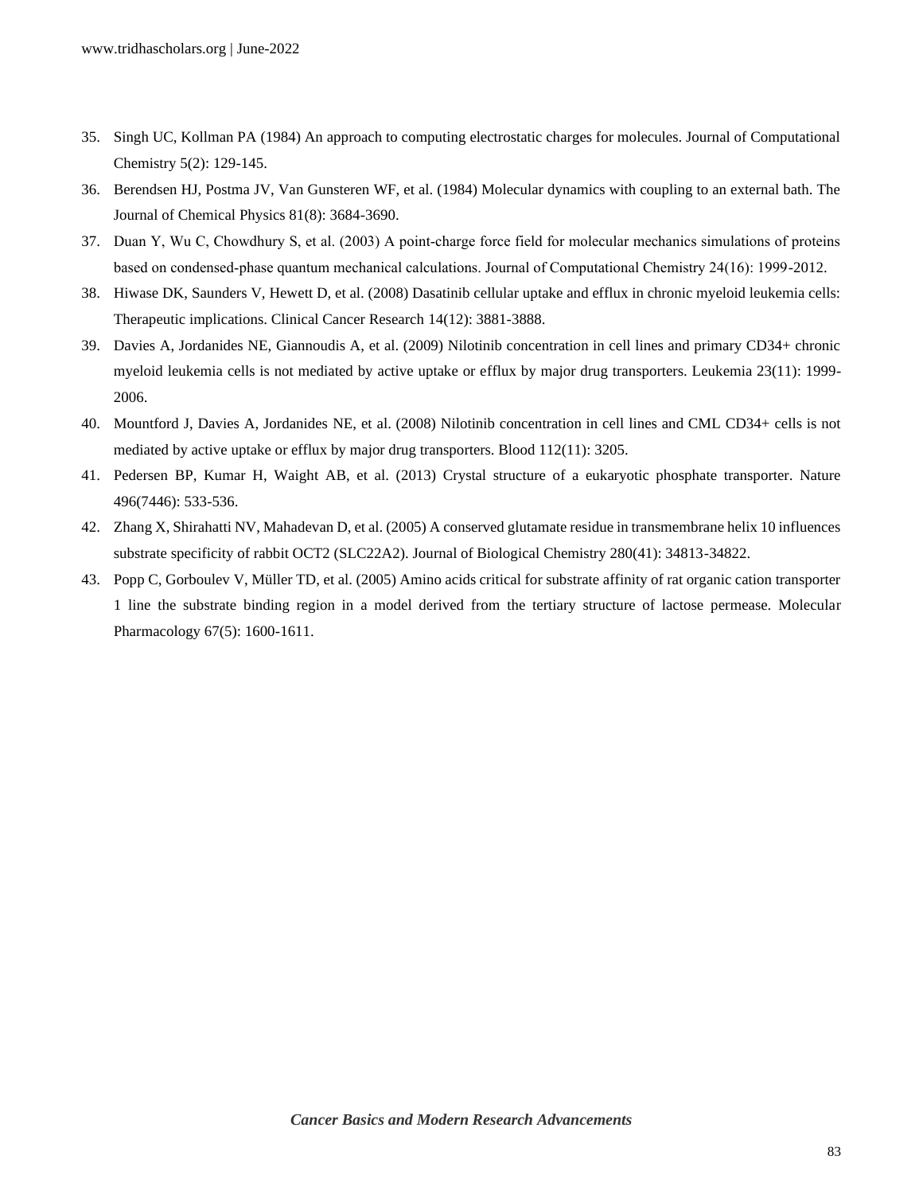35. Singh UC, Kollman PA (1984) An approach to computing electrostatic charges for molecules. Journal of Computational Chemistry 5(2): 129-145.
36. Berendsen HJ, Postma JV, Van Gunsteren WF, et al. (1984) Molecular dynamics with coupling to an external bath. The Journal of Chemical Physics 81(8): 3684-3690.
37. Duan Y, Wu C, Chowdhury S, et al. (2003) A point-charge force field for molecular mechanics simulations of proteins based on condensed-phase quantum mechanical calculations. Journal of Computational Chemistry 24(16): 1999-2012.
38. Hiwase DK, Saunders V, Hewett D, et al. (2008) Dasatinib cellular uptake and efflux in chronic myeloid leukemia cells: Therapeutic implications. Clinical Cancer Research 14(12): 3881-3888.
39. Davies A, Jordanides NE, Giannoudis A, et al. (2009) Nilotinib concentration in cell lines and primary CD34+ chronic myeloid leukemia cells is not mediated by active uptake or efflux by major drug transporters. Leukemia 23(11): 1999-2006.
40. Mountford J, Davies A, Jordanides NE, et al. (2008) Nilotinib concentration in cell lines and CML CD34+ cells is not mediated by active uptake or efflux by major drug transporters. Blood 112(11): 3205.
41. Pedersen BP, Kumar H, Waight AB, et al. (2013) Crystal structure of a eukaryotic phosphate transporter. Nature 496(7446): 533-536.
42. Zhang X, Shirahatti NV, Mahadevan D, et al. (2005) A conserved glutamate residue in transmembrane helix 10 influences substrate specificity of rabbit OCT2 (SLC22A2). Journal of Biological Chemistry 280(41): 34813-34822.
43. Popp C, Gorboulev V, Müller TD, et al. (2005) Amino acids critical for substrate affinity of rat organic cation transporter 1 line the substrate binding region in a model derived from the tertiary structure of lactose permease. Molecular Pharmacology 67(5): 1600-1611.